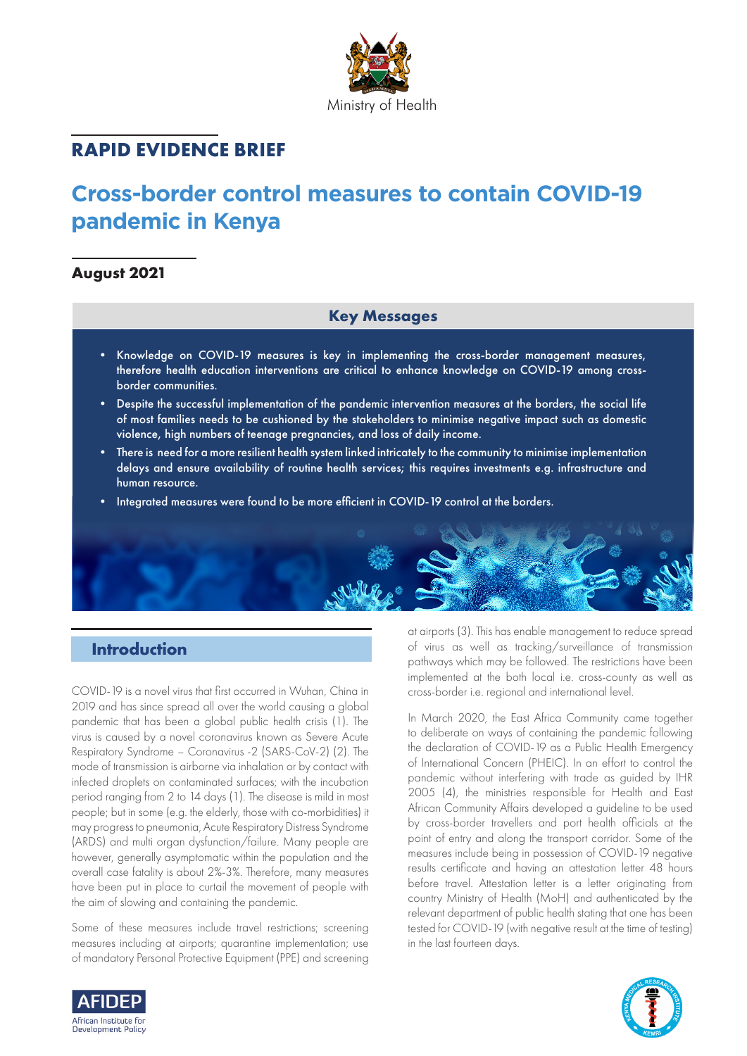Ministry of Health

**RAPID EVIDENCE BRIEF**

# Cross-border control measures to contain COVID-19 pandemic in Kenya

**August 2021**

## Key Messages

- Knowledge on COVID-19 measures is key in implementing the cross-border management measures, therefore health education interventions are critical to enhance knowledge on COVID-19 among cross-border communities.
- Despite the successful implementation of the pandemic intervention measures at the borders, the social life of most families needs to be cushioned by the stakeholders to minimise negative impact such as domestic violence, high numbers of teenage pregnancies, and loss of daily income.
- There is need for a more resilient health system linked intricately to the community to minimise implementation delays and ensure availability of routine health services; this requires investments e.g. infrastructure and human resource.
- Integrated measures were found to be more efficient in COVID-19 control at the borders.

## Introduction

COVID-19 is a novel virus that first occurred in Wuhan, China in 2019 and has since spread all over the world causing a global pandemic that has been a global public health crisis (1). The virus is caused by a novel coronavirus known as Severe Acute Respiratory Syndrome – Coronavirus -2 (SARS-CoV-2) (2). The mode of transmission is airborne via inhalation or by contact with infected droplets on contaminated surfaces; with the incubation period ranging from 2 to 14 days (1). The disease is mild in most people; but in some (e.g. the elderly, those with co-morbidities) it may progress to pneumonia, Acute Respiratory Distress Syndrome (ARDS) and multi organ dysfunction/failure. Many people are however, generally asymptomatic within the population and the overall case fatality is about 2%-3%. Therefore, many measures have been put in place to curtail the movement of people with the aim of slowing and containing the pandemic.

Some of these measures include travel restrictions; screening measures including at airports; quarantine implementation; use of mandatory Personal Protective Equipment (PPE) and screening at airports (3). This has enable management to reduce spread of virus as well as tracking/surveillance of transmission pathways which may be followed. The restrictions have been implemented at the both local i.e. cross-county as well as cross-border i.e. regional and international level.

In March 2020, the East Africa Community came together to deliberate on ways of containing the pandemic following the declaration of COVID-19 as a Public Health Emergency of International Concern (PHEIC). In an effort to control the pandemic without interfering with trade as guided by IHR 2005 (4), the ministries responsible for Health and East African Community Affairs developed a guideline to be used by cross-border travellers and port health officials at the point of entry and along the transport corridor. Some of the measures include being in possession of COVID-19 negative results certificate and having an attestation letter 48 hours before travel. Attestation letter is a letter originating from country Ministry of Health (MoH) and authenticated by the relevant department of public health stating that one has been tested for COVID-19 (with negative result at the time of testing) in the last fourteen days.

AFIDEP African Institute for Development Policy

KENYA MEDICAL RESEARCH INSTITUTE KEMRI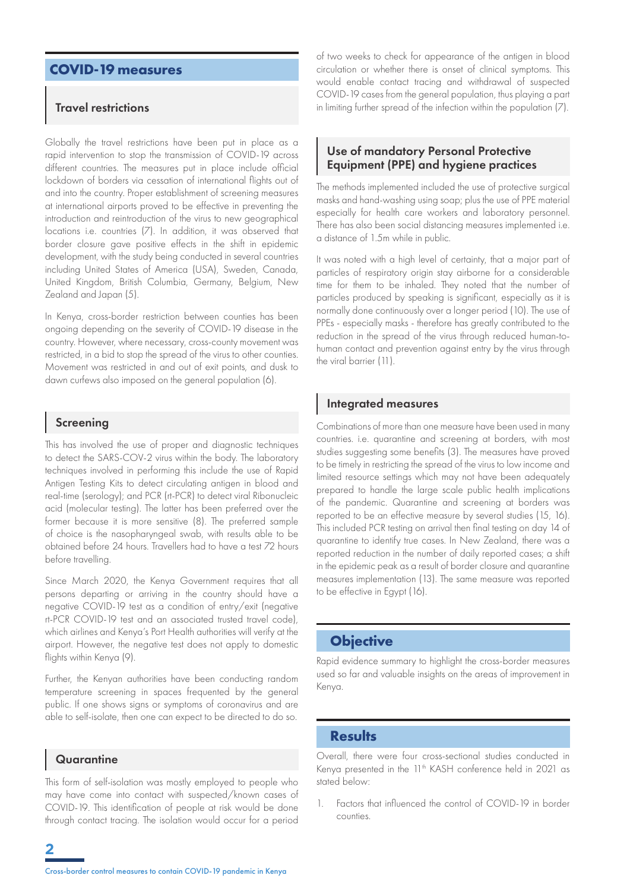## COVID-19 measures

### Travel restrictions

Globally the travel restrictions have been put in place as a rapid intervention to stop the transmission of COVID-19 across different countries. The measures put in place include official lockdown of borders via cessation of international flights out of and into the country. Proper establishment of screening measures at international airports proved to be effective in preventing the introduction and reintroduction of the virus to new geographical locations i.e. countries (7). In addition, it was observed that border closure gave positive effects in the shift in epidemic development, with the study being conducted in several countries including United States of America (USA), Sweden, Canada, United Kingdom, British Columbia, Germany, Belgium, New Zealand and Japan (5).

In Kenya, cross-border restriction between counties has been ongoing depending on the severity of COVID-19 disease in the country. However, where necessary, cross-county movement was restricted, in a bid to stop the spread of the virus to other counties. Movement was restricted in and out of exit points, and dusk to dawn curfews also imposed on the general population (6).

### Screening

This has involved the use of proper and diagnostic techniques to detect the SARS-COV-2 virus within the body. The laboratory techniques involved in performing this include the use of Rapid Antigen Testing Kits to detect circulating antigen in blood and real-time (serology); and PCR (rt-PCR) to detect viral Ribonucleic acid (molecular testing). The latter has been preferred over the former because it is more sensitive (8). The preferred sample of choice is the nasopharyngeal swab, with results able to be obtained before 24 hours. Travellers had to have a test 72 hours before travelling.

Since March 2020, the Kenya Government requires that all persons departing or arriving in the country should have a negative COVID-19 test as a condition of entry/exit (negative rt-PCR COVID-19 test and an associated trusted travel code), which airlines and Kenya's Port Health authorities will verify at the airport. However, the negative test does not apply to domestic flights within Kenya (9).

Further, the Kenyan authorities have been conducting random temperature screening in spaces frequented by the general public. If one shows signs or symptoms of coronavirus and are able to self-isolate, then one can expect to be directed to do so.

### Quarantine

This form of self-isolation was mostly employed to people who may have come into contact with suspected/known cases of COVID-19. This identification of people at risk would be done through contact tracing. The isolation would occur for a period of two weeks to check for appearance of the antigen in blood circulation or whether there is onset of clinical symptoms. This would enable contact tracing and withdrawal of suspected COVID-19 cases from the general population, thus playing a part in limiting further spread of the infection within the population (7).

### Use of mandatory Personal Protective Equipment (PPE) and hygiene practices

The methods implemented included the use of protective surgical masks and hand-washing using soap; plus the use of PPE material especially for health care workers and laboratory personnel. There has also been social distancing measures implemented i.e. a distance of 1.5m while in public.

It was noted with a high level of certainty, that a major part of particles of respiratory origin stay airborne for a considerable time for them to be inhaled. They noted that the number of particles produced by speaking is significant, especially as it is normally done continuously over a longer period (10). The use of PPEs - especially masks - therefore has greatly contributed to the reduction in the spread of the virus through reduced human-to-human contact and prevention against entry by the virus through the viral barrier (11).

### Integrated measures

Combinations of more than one measure have been used in many countries. i.e. quarantine and screening at borders, with most studies suggesting some benefits (3). The measures have proved to be timely in restricting the spread of the virus to low income and limited resource settings which may not have been adequately prepared to handle the large scale public health implications of the pandemic. Quarantine and screening at borders was reported to be an effective measure by several studies (15, 16). This included PCR testing on arrival then final testing on day 14 of quarantine to identify true cases. In New Zealand, there was a reported reduction in the number of daily reported cases; a shift in the epidemic peak as a result of border closure and quarantine measures implementation (13). The same measure was reported to be effective in Egypt (16).

## Objective

Rapid evidence summary to highlight the cross-border measures used so far and valuable insights on the areas of improvement in Kenya.

## Results

Overall, there were four cross-sectional studies conducted in Kenya presented in the 11th KASH conference held in 2021 as stated below:

1. Factors that influenced the control of COVID-19 in border counties.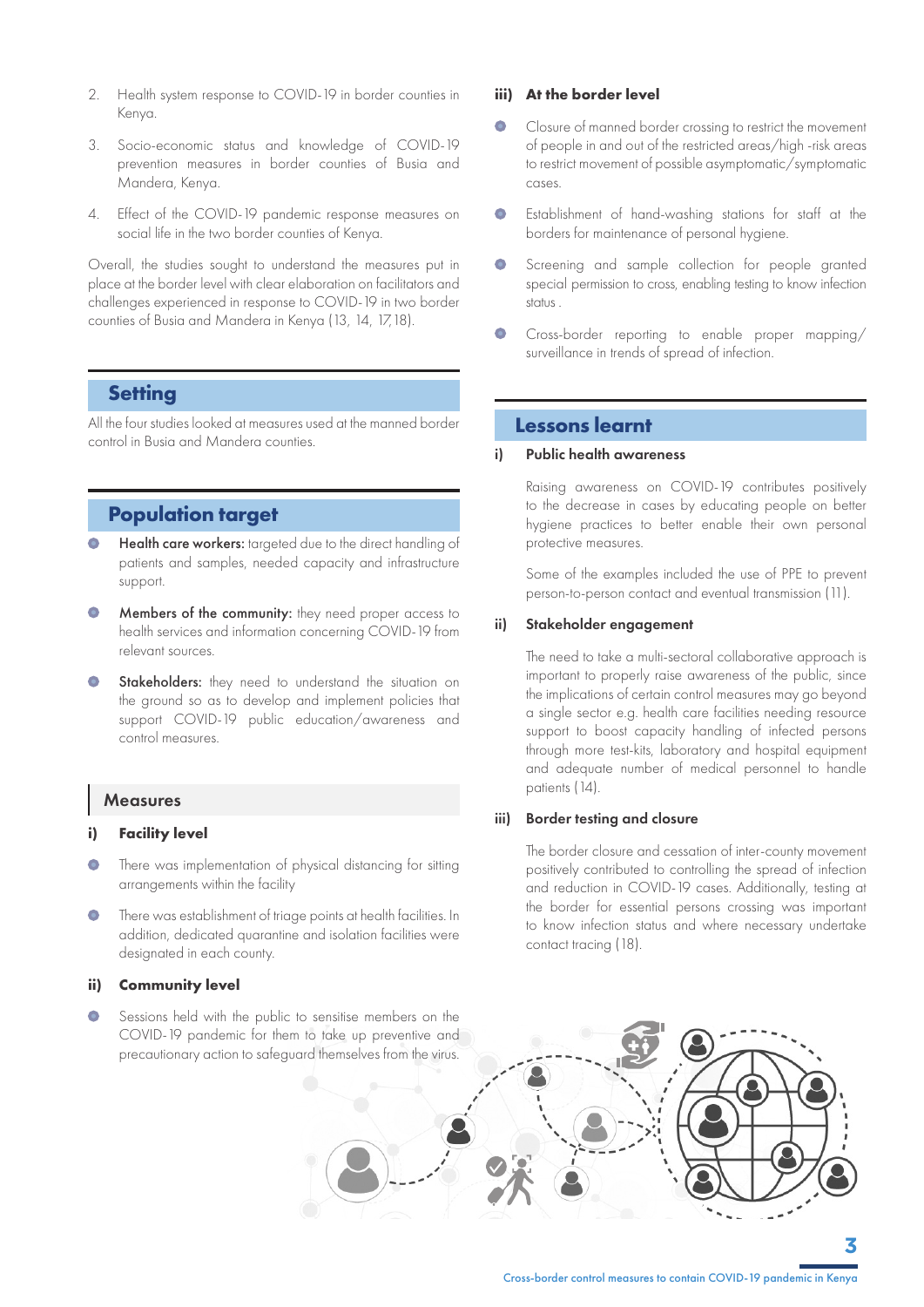2. Health system response to COVID-19 in border counties in Kenya.
3. Socio-economic status and knowledge of COVID-19 prevention measures in border counties of Busia and Mandera, Kenya.
4. Effect of the COVID-19 pandemic response measures on social life in the two border counties of Kenya.

Overall, the studies sought to understand the measures put in place at the border level with clear elaboration on facilitators and challenges experienced in response to COVID-19 in two border counties of Busia and Mandera in Kenya (13, 14, 17,18).

## Setting

All the four studies looked at measures used at the manned border control in Busia and Mandera counties.

## Population target

- **Health care workers:** targeted due to the direct handling of patients and samples, needed capacity and infrastructure support.
- **Members of the community:** they need proper access to health services and information concerning COVID-19 from relevant sources.
- **Stakeholders:** they need to understand the situation on the ground so as to develop and implement policies that support COVID-19 public education/awareness and control measures.

### Measures

**i) Facility level**

- There was implementation of physical distancing for sitting arrangements within the facility
- There was establishment of triage points at health facilities. In addition, dedicated quarantine and isolation facilities were designated in each county.

**ii) Community level**

- Sessions held with the public to sensitise members on the COVID-19 pandemic for them to take up preventive and precautionary action to safeguard themselves from the virus.

**iii) At the border level**

- Closure of manned border crossing to restrict the movement of people in and out of the restricted areas/high -risk areas to restrict movement of possible asymptomatic/symptomatic cases.
- Establishment of hand-washing stations for staff at the borders for maintenance of personal hygiene.
- Screening and sample collection for people granted special permission to cross, enabling testing to know infection status .
- Cross-border reporting to enable proper mapping/ surveillance in trends of spread of infection.

## Lessons learnt

**i) Public health awareness**

Raising awareness on COVID-19 contributes positively to the decrease in cases by educating people on better hygiene practices to better enable their own personal protective measures.

Some of the examples included the use of PPE to prevent person-to-person contact and eventual transmission (11).

**ii) Stakeholder engagement**

The need to take a multi-sectoral collaborative approach is important to properly raise awareness of the public, since the implications of certain control measures may go beyond a single sector e.g. health care facilities needing resource support to boost capacity handling of infected persons through more test-kits, laboratory and hospital equipment and adequate number of medical personnel to handle patients (14).

**iii) Border testing and closure**

The border closure and cessation of inter-county movement positively contributed to controlling the spread of infection and reduction in COVID-19 cases. Additionally, testing at the border for essential persons crossing was important to know infection status and where necessary undertake contact tracing (18).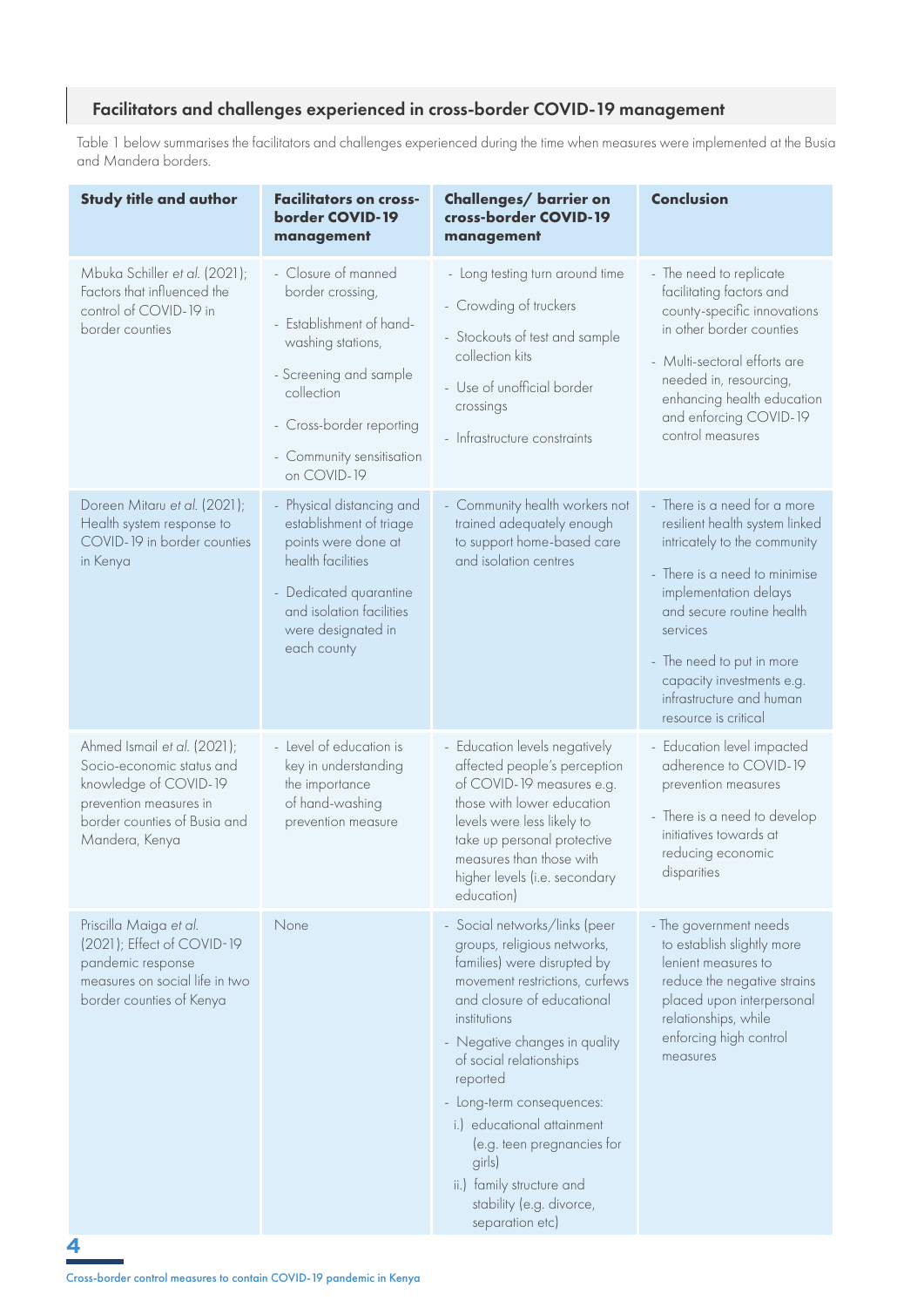## Facilitators and challenges experienced in cross-border COVID-19 management

Table 1 below summarises the facilitators and challenges experienced during the time when measures were implemented at the Busia and Mandera borders.

| Study title and author | Facilitators on cross-border COVID-19 management | Challenges/ barrier on cross-border COVID-19 management | Conclusion |
|---|---|---|---|
| Mbuka Schiller *et al.* (2021); Factors that influenced the control of COVID-19 in border counties | - Closure of manned border crossing,<br>- Establishment of hand-washing stations,<br>- Screening and sample collection<br>- Cross-border reporting<br>- Community sensitisation on COVID-19 | - Long testing turn around time<br>- Crowding of truckers<br>- Stockouts of test and sample collection kits<br>- Use of unofficial border crossings<br>- Infrastructure constraints | - The need to replicate facilitating factors and county-specific innovations in other border counties<br>- Multi-sectoral efforts are needed in, resourcing, enhancing health education and enforcing COVID-19 control measures |
| Doreen Mitaru *et al.* (2021); Health system response to COVID-19 in border counties in Kenya | - Physical distancing and establishment of triage points were done at health facilities<br>- Dedicated quarantine and isolation facilities were designated in each county | - Community health workers not trained adequately enough to support home-based care and isolation centres | - There is a need for a more resilient health system linked intricately to the community<br>- There is a need to minimise implementation delays and secure routine health services<br>- The need to put in more capacity investments e.g. infrastructure and human resource is critical |
| Ahmed Ismail *et al.* (2021); Socio-economic status and knowledge of COVID-19 prevention measures in border counties of Busia and Mandera, Kenya | - Level of education is key in understanding the importance of hand-washing prevention measure | - Education levels negatively affected people's perception of COVID-19 measures e.g. those with lower education levels were less likely to take up personal protective measures than those with higher levels (i.e. secondary education) | - Education level impacted adherence to COVID-19 prevention measures<br>- There is a need to develop initiatives towards at reducing economic disparities |
| Priscilla Maiga *et al.* (2021); Effect of COVID-19 pandemic response measures on social life in two border counties of Kenya | None | - Social networks/links (peer groups, religious networks, families) were disrupted by movement restrictions, curfews and closure of educational institutions<br>- Negative changes in quality of social relationships reported<br>- Long-term consequences:<br>i.) educational attainment (e.g. teen pregnancies for girls)<br>ii.) family structure and stability (e.g. divorce, separation etc) | - The government needs to establish slightly more lenient measures to reduce the negative strains placed upon interpersonal relationships, while enforcing high control measures |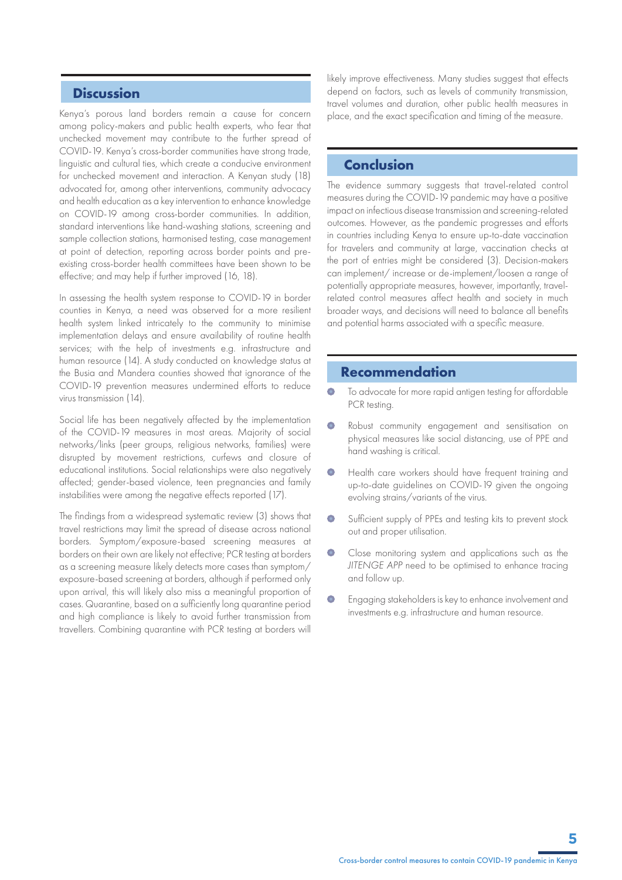## Discussion

Kenya's porous land borders remain a cause for concern among policy-makers and public health experts, who fear that unchecked movement may contribute to the further spread of COVID-19. Kenya's cross-border communities have strong trade, linguistic and cultural ties, which create a conducive environment for unchecked movement and interaction. A Kenyan study (18) advocated for, among other interventions, community advocacy and health education as a key intervention to enhance knowledge on COVID-19 among cross-border communities. In addition, standard interventions like hand-washing stations, screening and sample collection stations, harmonised testing, case management at point of detection, reporting across border points and pre-existing cross-border health committees have been shown to be effective; and may help if further improved (16, 18).

In assessing the health system response to COVID-19 in border counties in Kenya, a need was observed for a more resilient health system linked intricately to the community to minimise implementation delays and ensure availability of routine health services; with the help of investments e.g. infrastructure and human resource (14). A study conducted on knowledge status at the Busia and Mandera counties showed that ignorance of the COVID-19 prevention measures undermined efforts to reduce virus transmission (14).

Social life has been negatively affected by the implementation of the COVID-19 measures in most areas. Majority of social networks/links (peer groups, religious networks, families) were disrupted by movement restrictions, curfews and closure of educational institutions. Social relationships were also negatively affected; gender-based violence, teen pregnancies and family instabilities were among the negative effects reported (17).

The findings from a widespread systematic review (3) shows that travel restrictions may limit the spread of disease across national borders. Symptom/exposure-based screening measures at borders on their own are likely not effective; PCR testing at borders as a screening measure likely detects more cases than symptom/exposure-based screening at borders, although if performed only upon arrival, this will likely also miss a meaningful proportion of cases. Quarantine, based on a sufficiently long quarantine period and high compliance is likely to avoid further transmission from travellers. Combining quarantine with PCR testing at borders will likely improve effectiveness. Many studies suggest that effects depend on factors, such as levels of community transmission, travel volumes and duration, other public health measures in place, and the exact specification and timing of the measure.

## Conclusion

The evidence summary suggests that travel-related control measures during the COVID-19 pandemic may have a positive impact on infectious disease transmission and screening-related outcomes. However, as the pandemic progresses and efforts in countries including Kenya to ensure up-to-date vaccination for travelers and community at large, vaccination checks at the port of entries might be considered (3). Decision-makers can implement/ increase or de-implement/loosen a range of potentially appropriate measures, however, importantly, travel-related control measures affect health and society in much broader ways, and decisions will need to balance all benefits and potential harms associated with a specific measure.

## Recommendation

- To advocate for more rapid antigen testing for affordable PCR testing.
- Robust community engagement and sensitisation on physical measures like social distancing, use of PPE and hand washing is critical.
- Health care workers should have frequent training and up-to-date guidelines on COVID-19 given the ongoing evolving strains/variants of the virus.
- Sufficient supply of PPEs and testing kits to prevent stock out and proper utilisation.
- Close monitoring system and applications such as the *JITENGE APP* need to be optimised to enhance tracing and follow up.
- Engaging stakeholders is key to enhance involvement and investments e.g. infrastructure and human resource.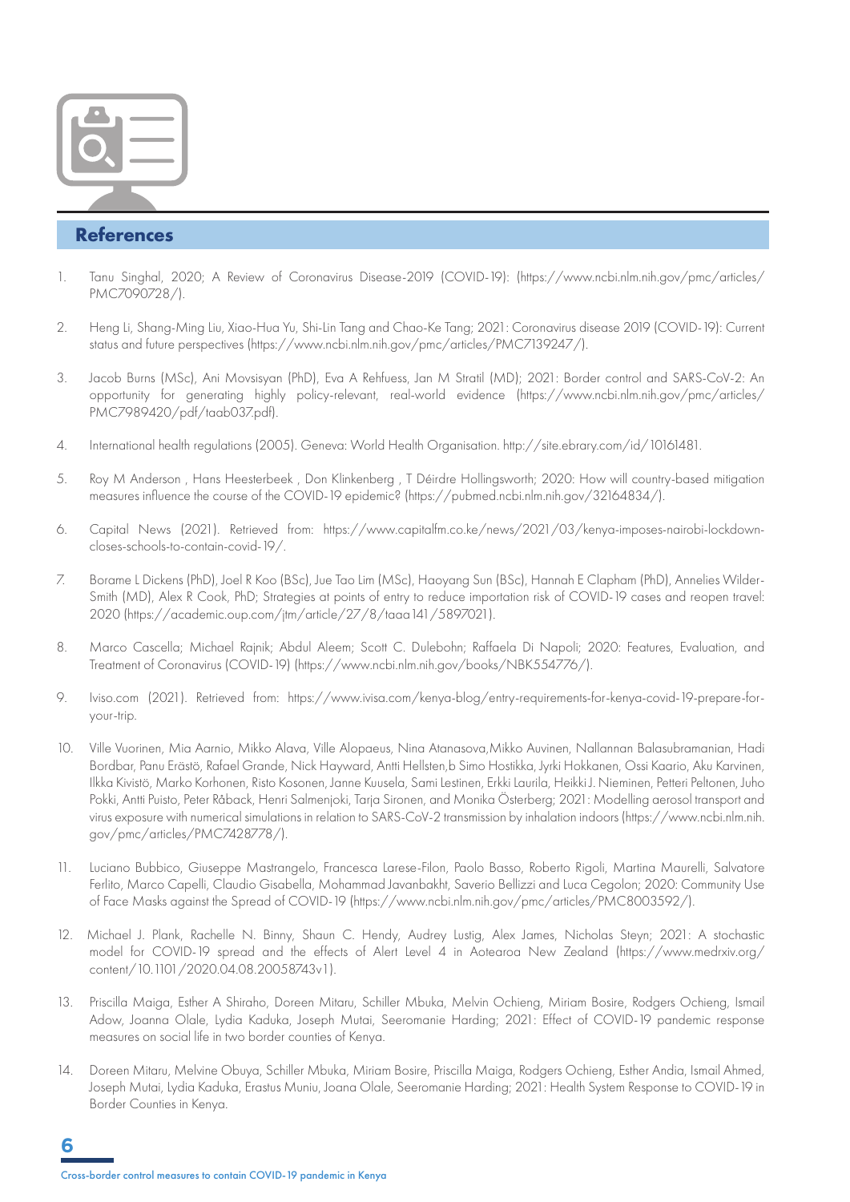## References

1. Tanu Singhal, 2020; A Review of Coronavirus Disease-2019 (COVID-19): (https://www.ncbi.nlm.nih.gov/pmc/articles/PMC7090728/).

2. Heng Li, Shang-Ming Liu, Xiao-Hua Yu, Shi-Lin Tang and Chao-Ke Tang; 2021: Coronavirus disease 2019 (COVID-19): Current status and future perspectives (https://www.ncbi.nlm.nih.gov/pmc/articles/PMC7139247/).

3. Jacob Burns (MSc), Ani Movsisyan (PhD), Eva A Rehfuess, Jan M Stratil (MD); 2021: Border control and SARS-CoV-2: An opportunity for generating highly policy-relevant, real-world evidence (https://www.ncbi.nlm.nih.gov/pmc/articles/PMC7989420/pdf/taab037.pdf).

4. International health regulations (2005). Geneva: World Health Organisation. http://site.ebrary.com/id/10161481.

5. Roy M Anderson , Hans Heesterbeek , Don Klinkenberg , T Déirdre Hollingsworth; 2020: How will country-based mitigation measures influence the course of the COVID-19 epidemic? (https://pubmed.ncbi.nlm.nih.gov/32164834/).

6. Capital News (2021). Retrieved from: https://www.capitalfm.co.ke/news/2021/03/kenya-imposes-nairobi-lockdown-closes-schools-to-contain-covid-19/.

7. Borame L Dickens (PhD), Joel R Koo (BSc), Jue Tao Lim (MSc), Haoyang Sun (BSc), Hannah E Clapham (PhD), Annelies Wilder-Smith (MD), Alex R Cook, PhD; Strategies at points of entry to reduce importation risk of COVID-19 cases and reopen travel: 2020 (https://academic.oup.com/jtm/article/27/8/taaa141/5897021).

8. Marco Cascella; Michael Rajnik; Abdul Aleem; Scott C. Dulebohn; Raffaela Di Napoli; 2020: Features, Evaluation, and Treatment of Coronavirus (COVID-19) (https://www.ncbi.nlm.nih.gov/books/NBK554776/).

9. Iviso.com (2021). Retrieved from: https://www.ivisa.com/kenya-blog/entry-requirements-for-kenya-covid-19-prepare-for-your-trip.

10. Ville Vuorinen, Mia Aarnio, Mikko Alava, Ville Alopaeus, Nina Atanasova,Mikko Auvinen, Nallannan Balasubramanian, Hadi Bordbar, Panu Erästö, Rafael Grande, Nick Hayward, Antti Hellsten,b Simo Hostikka, Jyrki Hokkanen, Ossi Kaario, Aku Karvinen, Ilkka Kivistö, Marko Korhonen, Risto Kosonen, Janne Kuusela, Sami Lestinen, Erkki Laurila, Heikki J. Nieminen, Petteri Peltonen, Juho Pokki, Antti Puisto, Peter Råback, Henri Salmenjoki, Tarja Sironen, and Monika Österberg; 2021: Modelling aerosol transport and virus exposure with numerical simulations in relation to SARS-CoV-2 transmission by inhalation indoors (https://www.ncbi.nlm.nih.gov/pmc/articles/PMC7428778/).

11. Luciano Bubbico, Giuseppe Mastrangelo, Francesca Larese-Filon, Paolo Basso, Roberto Rigoli, Martina Maurelli, Salvatore Ferlito, Marco Capelli, Claudio Gisabella, Mohammad Javanbakht, Saverio Bellizzi and Luca Cegolon; 2020: Community Use of Face Masks against the Spread of COVID-19 (https://www.ncbi.nlm.nih.gov/pmc/articles/PMC8003592/).

12. Michael J. Plank, Rachelle N. Binny, Shaun C. Hendy, Audrey Lustig, Alex James, Nicholas Steyn; 2021: A stochastic model for COVID-19 spread and the effects of Alert Level 4 in Aotearoa New Zealand (https://www.medrxiv.org/content/10.1101/2020.04.08.20058743v1).

13. Priscilla Maiga, Esther A Shiraho, Doreen Mitaru, Schiller Mbuka, Melvin Ochieng, Miriam Bosire, Rodgers Ochieng, Ismail Adow, Joanna Olale, Lydia Kaduka, Joseph Mutai, Seeromanie Harding; 2021: Effect of COVID-19 pandemic response measures on social life in two border counties of Kenya.

14. Doreen Mitaru, Melvine Obuya, Schiller Mbuka, Miriam Bosire, Priscilla Maiga, Rodgers Ochieng, Esther Andia, Ismail Ahmed, Joseph Mutai, Lydia Kaduka, Erastus Muniu, Joana Olale, Seeromanie Harding; 2021: Health System Response to COVID-19 in Border Counties in Kenya.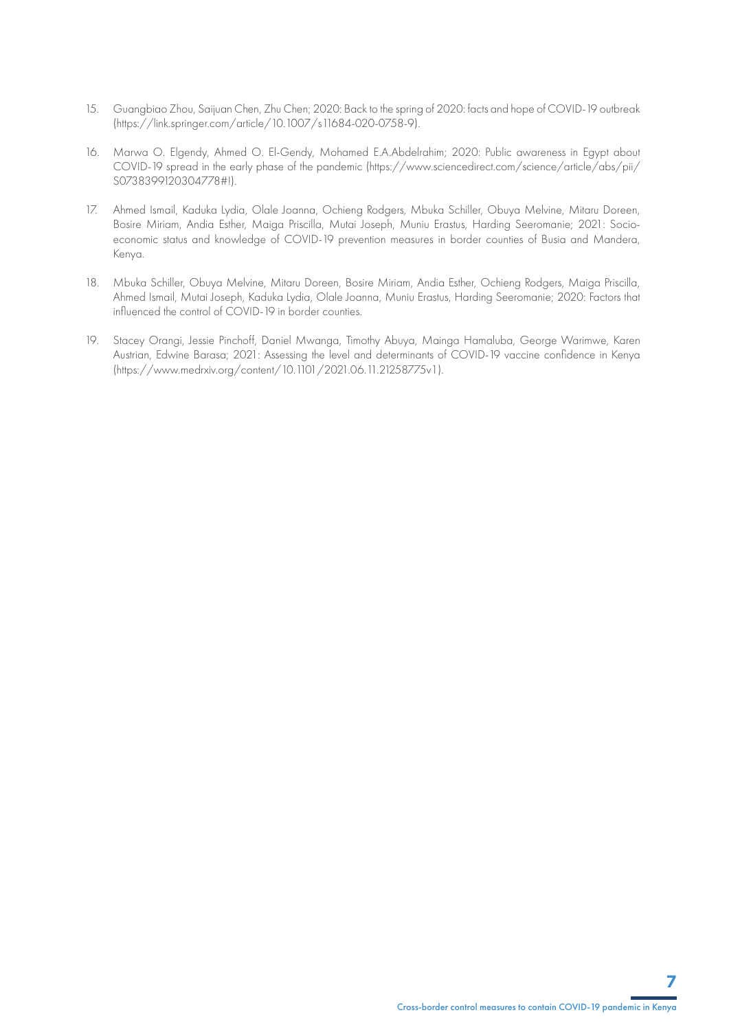15. Guangbiao Zhou, Saijuan Chen, Zhu Chen; 2020: Back to the spring of 2020: facts and hope of COVID-19 outbreak (https://link.springer.com/article/10.1007/s11684-020-0758-9).

16. Marwa O. Elgendy, Ahmed O. El-Gendy, Mohamed E.A.Abdelrahim; 2020: Public awareness in Egypt about COVID-19 spread in the early phase of the pandemic (https://www.sciencedirect.com/science/article/abs/pii/S0738399120304778#!).

17. Ahmed Ismail, Kaduka Lydia, Olale Joanna, Ochieng Rodgers, Mbuka Schiller, Obuya Melvine, Mitaru Doreen, Bosire Miriam, Andia Esther, Maiga Priscilla, Mutai Joseph, Muniu Erastus, Harding Seeromanie; 2021: Socio-economic status and knowledge of COVID-19 prevention measures in border counties of Busia and Mandera, Kenya.

18. Mbuka Schiller, Obuya Melvine, Mitaru Doreen, Bosire Miriam, Andia Esther, Ochieng Rodgers, Maiga Priscilla, Ahmed Ismail, Mutai Joseph, Kaduka Lydia, Olale Joanna, Muniu Erastus, Harding Seeromanie; 2020: Factors that influenced the control of COVID-19 in border counties.

19. Stacey Orangi, Jessie Pinchoff, Daniel Mwanga, Timothy Abuya, Mainga Hamaluba, George Warimwe, Karen Austrian, Edwine Barasa; 2021: Assessing the level and determinants of COVID-19 vaccine confidence in Kenya (https://www.medrxiv.org/content/10.1101/2021.06.11.21258775v1).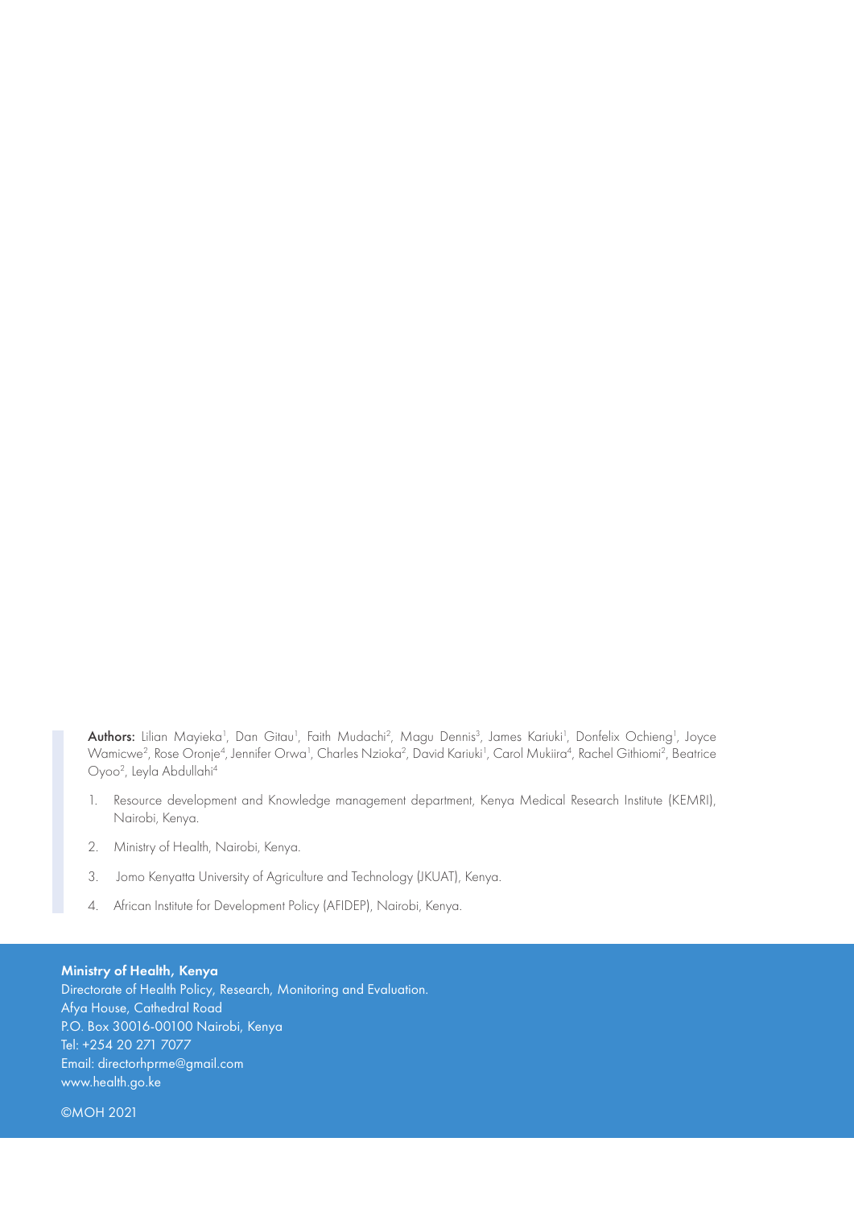**Authors:** Lilian Mayieka[1], Dan Gitau[1], Faith Mudachi[2], Magu Dennis[3], James Kariuki[1], Donfelix Ochieng[1], Joyce Wamicwe[2], Rose Oronje[4], Jennifer Orwa[1], Charles Nzioka[2], David Kariuki[1], Carol Mukiira[4], Rachel Githiomi[2], Beatrice Oyoo[2], Leyla Abdullahi[4]

1. Resource development and Knowledge management department, Kenya Medical Research Institute (KEMRI), Nairobi, Kenya.
2. Ministry of Health, Nairobi, Kenya.
3. Jomo Kenyatta University of Agriculture and Technology (JKUAT), Kenya.
4. African Institute for Development Policy (AFIDEP), Nairobi, Kenya.

**Ministry of Health, Kenya**
Directorate of Health Policy, Research, Monitoring and Evaluation.
Afya House, Cathedral Road
P.O. Box 30016-00100 Nairobi, Kenya
Tel: +254 20 271 7077
Email: directorhprme@gmail.com
www.health.go.ke

©MOH 2021